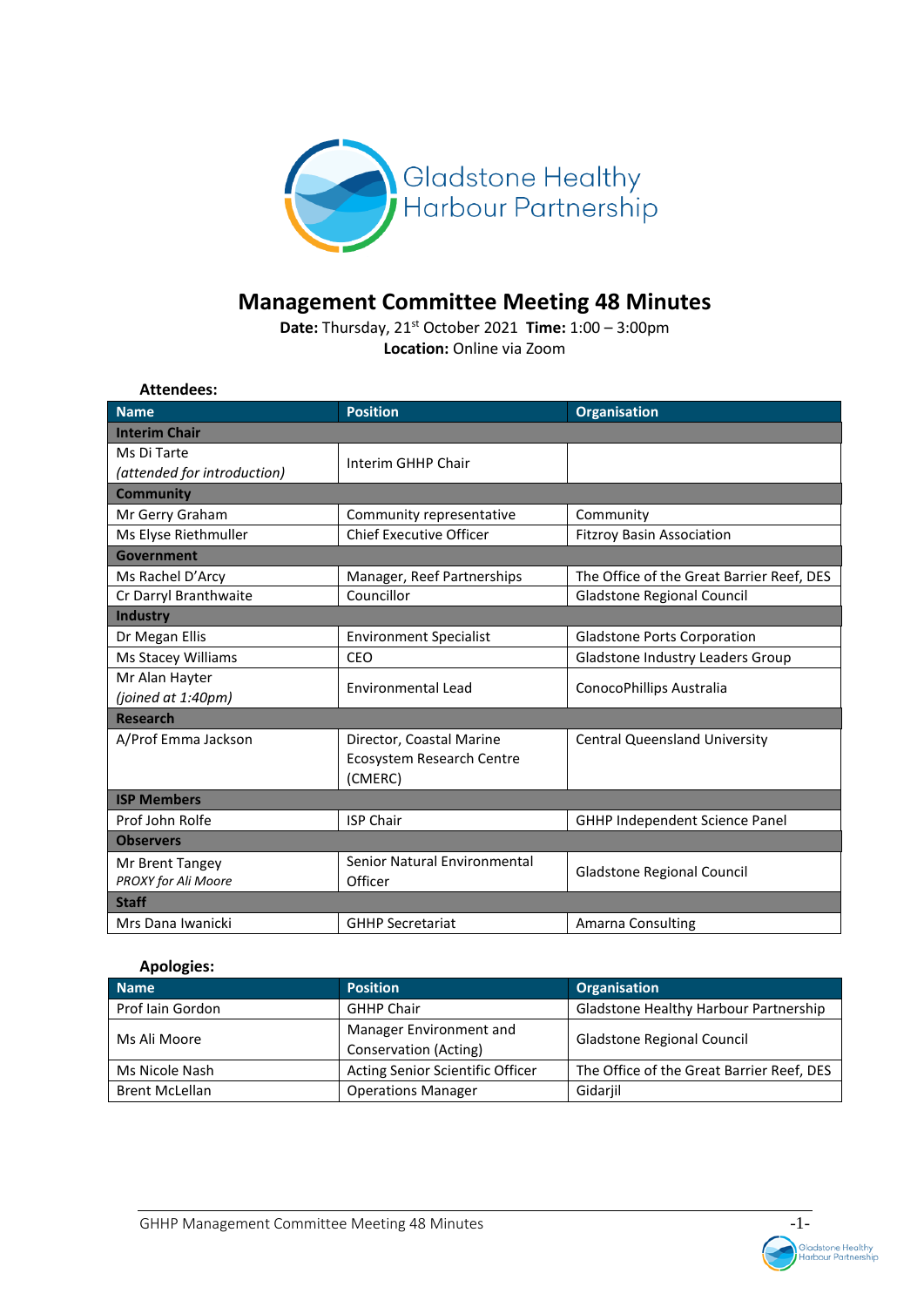Gladstone Healthy Harbour Partnership

# Management Committee Meeting 48 Minutes

**Date:** Thursday, 21st October 2021 **Time:** 1:00 – 3:00pm
**Location:** Online via Zoom

**Attendees:**

| Name | Position | Organisation |
|---|---|---|
| **Interim Chair** | | |
| Ms Di Tarte *(attended for introduction)* | Interim GHHP Chair | |
| **Community** | | |
| Mr Gerry Graham | Community representative | Community |
| Ms Elyse Riethmuller | Chief Executive Officer | Fitzroy Basin Association |
| **Government** | | |
| Ms Rachel D'Arcy | Manager, Reef Partnerships | The Office of the Great Barrier Reef, DES |
| Cr Darryl Branthwaite | Councillor | Gladstone Regional Council |
| **Industry** | | |
| Dr Megan Ellis | Environment Specialist | Gladstone Ports Corporation |
| Ms Stacey Williams | CEO | Gladstone Industry Leaders Group |
| Mr Alan Hayter *(joined at 1:40pm)* | Environmental Lead | ConocoPhillips Australia |
| **Research** | | |
| A/Prof Emma Jackson | Director, Coastal Marine Ecosystem Research Centre (CMERC) | Central Queensland University |
| **ISP Members** | | |
| Prof John Rolfe | ISP Chair | GHHP Independent Science Panel |
| **Observers** | | |
| Mr Brent Tangey *PROXY for Ali Moore* | Senior Natural Environmental Officer | Gladstone Regional Council |
| **Staff** | | |
| Mrs Dana Iwanicki | GHHP Secretariat | Amarna Consulting |

**Apologies:**

| Name | Position | Organisation |
|---|---|---|
| Prof Iain Gordon | GHHP Chair | Gladstone Healthy Harbour Partnership |
| Ms Ali Moore | Manager Environment and Conservation (Acting) | Gladstone Regional Council |
| Ms Nicole Nash | Acting Senior Scientific Officer | The Office of the Great Barrier Reef, DES |
| Brent McLellan | Operations Manager | Gidarjil |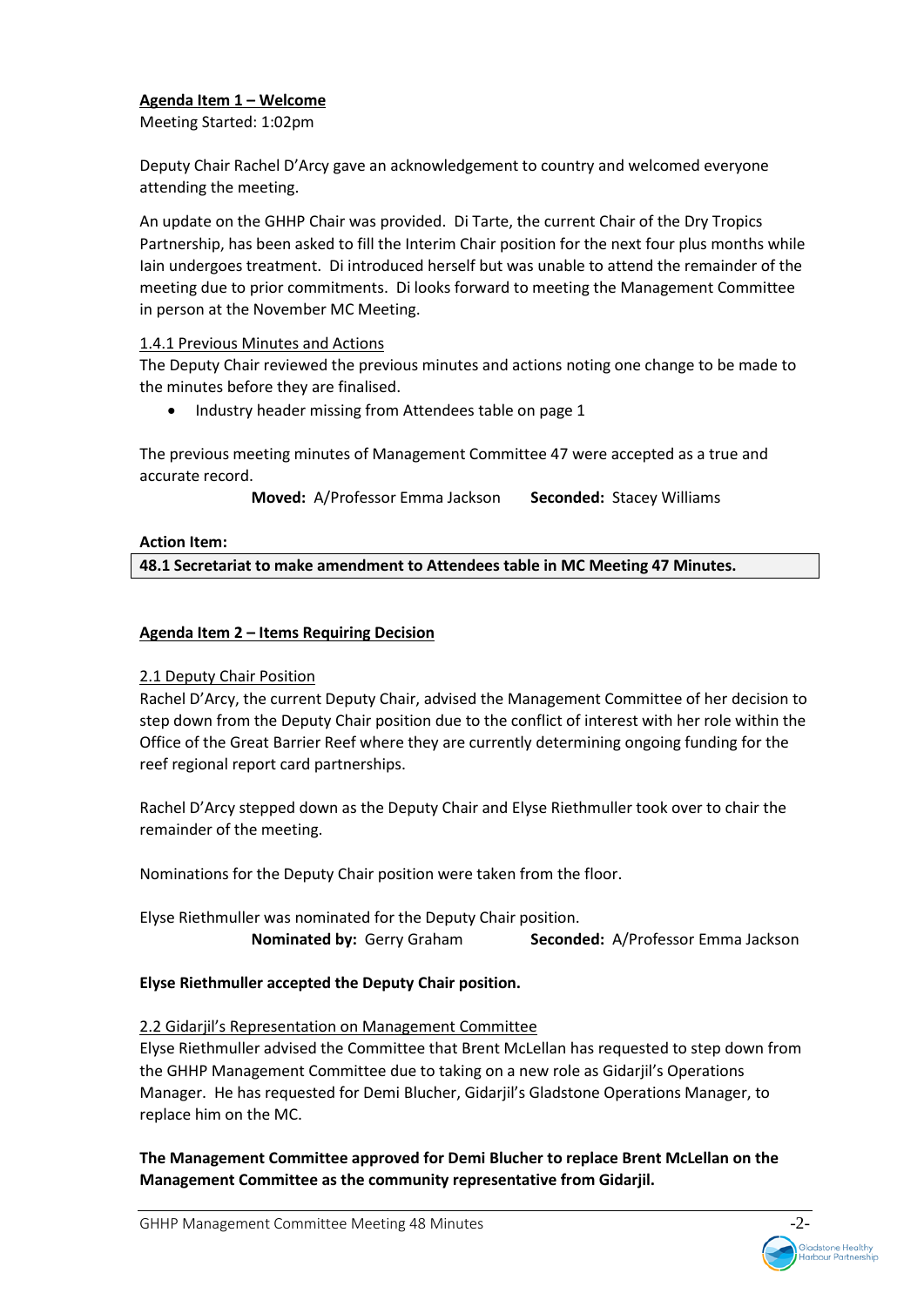**Agenda Item 1 – Welcome**

Meeting Started: 1:02pm

Deputy Chair Rachel D'Arcy gave an acknowledgement to country and welcomed everyone attending the meeting.

An update on the GHHP Chair was provided. Di Tarte, the current Chair of the Dry Tropics Partnership, has been asked to fill the Interim Chair position for the next four plus months while Iain undergoes treatment. Di introduced herself but was unable to attend the remainder of the meeting due to prior commitments. Di looks forward to meeting the Management Committee in person at the November MC Meeting.

1.4.1 Previous Minutes and Actions

The Deputy Chair reviewed the previous minutes and actions noting one change to be made to the minutes before they are finalised.

- Industry header missing from Attendees table on page 1

The previous meeting minutes of Management Committee 47 were accepted as a true and accurate record.

**Moved:** A/Professor Emma Jackson **Seconded:** Stacey Williams

**Action Item:**

| **48.1 Secretariat to make amendment to Attendees table in MC Meeting 47 Minutes.** |
|---|

**Agenda Item 2 – Items Requiring Decision**

2.1 Deputy Chair Position

Rachel D'Arcy, the current Deputy Chair, advised the Management Committee of her decision to step down from the Deputy Chair position due to the conflict of interest with her role within the Office of the Great Barrier Reef where they are currently determining ongoing funding for the reef regional report card partnerships.

Rachel D'Arcy stepped down as the Deputy Chair and Elyse Riethmuller took over to chair the remainder of the meeting.

Nominations for the Deputy Chair position were taken from the floor.

Elyse Riethmuller was nominated for the Deputy Chair position.

**Nominated by:** Gerry Graham **Seconded:** A/Professor Emma Jackson

**Elyse Riethmuller accepted the Deputy Chair position.**

2.2 Gidarjil's Representation on Management Committee

Elyse Riethmuller advised the Committee that Brent McLellan has requested to step down from the GHHP Management Committee due to taking on a new role as Gidarjil's Operations Manager. He has requested for Demi Blucher, Gidarjil's Gladstone Operations Manager, to replace him on the MC.

**The Management Committee approved for Demi Blucher to replace Brent McLellan on the Management Committee as the community representative from Gidarjil.**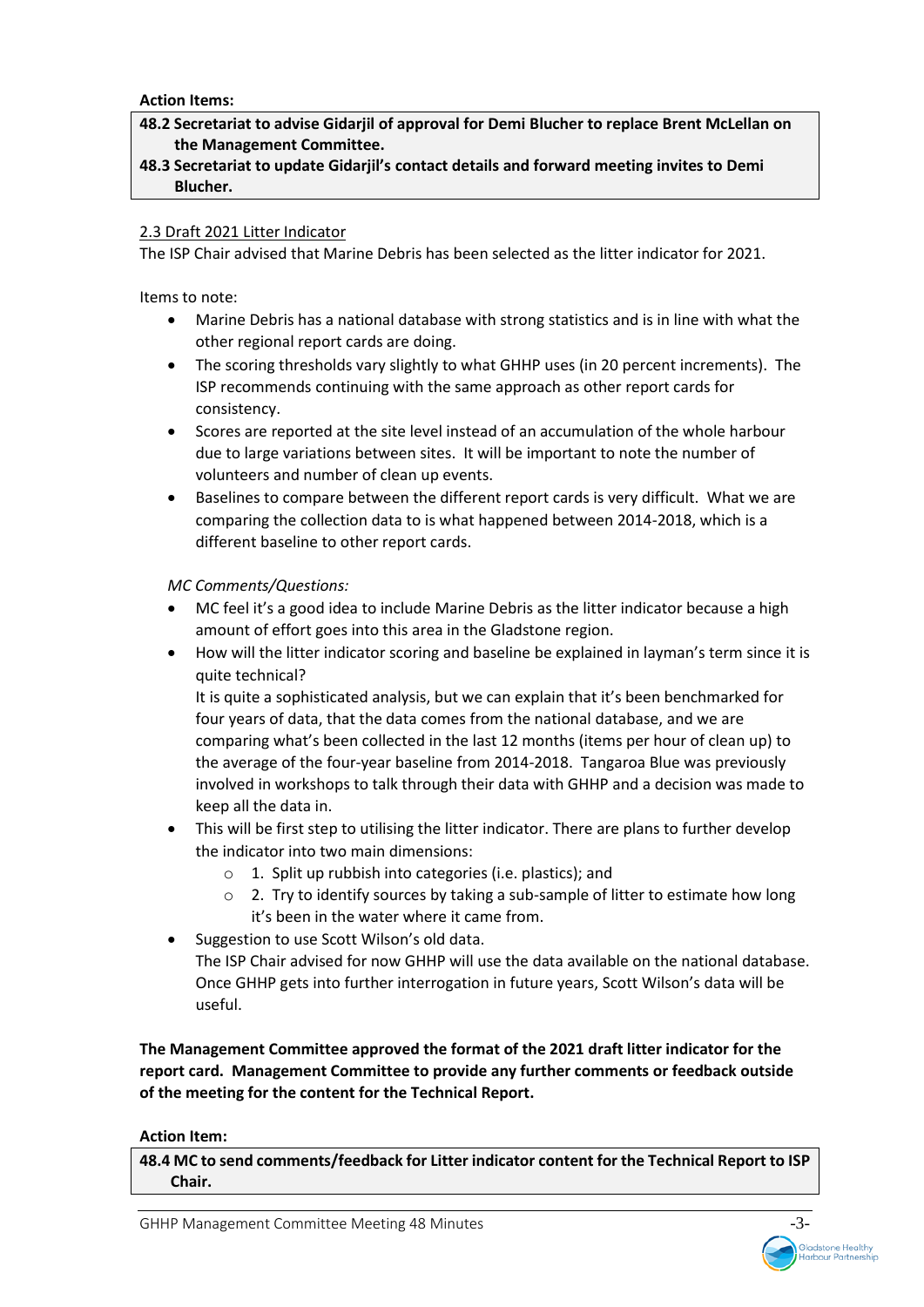**Action Items:**

**48.2 Secretariat to advise Gidarjil of approval for Demi Blucher to replace Brent McLellan on the Management Committee.**
**48.3 Secretariat to update Gidarjil's contact details and forward meeting invites to Demi Blucher.**

2.3 Draft 2021 Litter Indicator

The ISP Chair advised that Marine Debris has been selected as the litter indicator for 2021.

Items to note:

- Marine Debris has a national database with strong statistics and is in line with what the other regional report cards are doing.
- The scoring thresholds vary slightly to what GHHP uses (in 20 percent increments). The ISP recommends continuing with the same approach as other report cards for consistency.
- Scores are reported at the site level instead of an accumulation of the whole harbour due to large variations between sites. It will be important to note the number of volunteers and number of clean up events.
- Baselines to compare between the different report cards is very difficult. What we are comparing the collection data to is what happened between 2014-2018, which is a different baseline to other report cards.

*MC Comments/Questions:*

- MC feel it's a good idea to include Marine Debris as the litter indicator because a high amount of effort goes into this area in the Gladstone region.
- How will the litter indicator scoring and baseline be explained in layman's term since it is quite technical?
  It is quite a sophisticated analysis, but we can explain that it's been benchmarked for four years of data, that the data comes from the national database, and we are comparing what's been collected in the last 12 months (items per hour of clean up) to the average of the four-year baseline from 2014-2018. Tangaroa Blue was previously involved in workshops to talk through their data with GHHP and a decision was made to keep all the data in.
- This will be first step to utilising the litter indicator. There are plans to further develop the indicator into two main dimensions:
  - 1. Split up rubbish into categories (i.e. plastics); and
  - 2. Try to identify sources by taking a sub-sample of litter to estimate how long it's been in the water where it came from.
- Suggestion to use Scott Wilson's old data.
  The ISP Chair advised for now GHHP will use the data available on the national database. Once GHHP gets into further interrogation in future years, Scott Wilson's data will be useful.

**The Management Committee approved the format of the 2021 draft litter indicator for the report card. Management Committee to provide any further comments or feedback outside of the meeting for the content for the Technical Report.**

**Action Item:**

**48.4 MC to send comments/feedback for Litter indicator content for the Technical Report to ISP Chair.**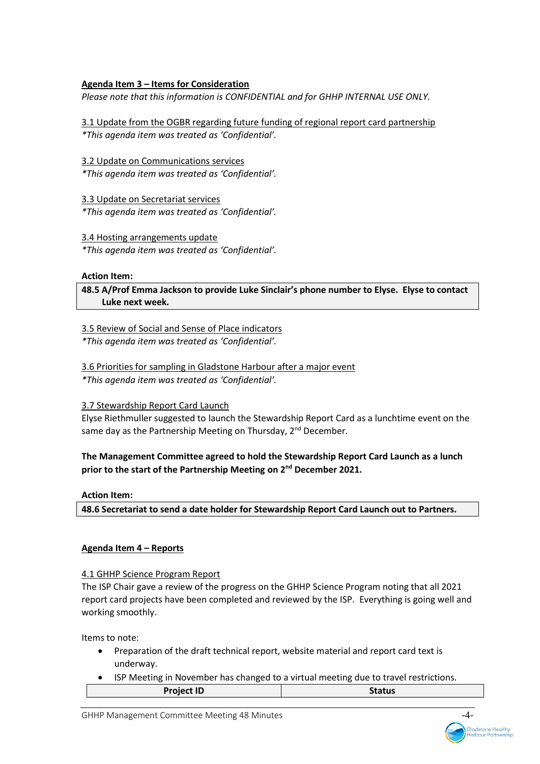**Agenda Item 3 – Items for Consideration**

*Please note that this information is CONFIDENTIAL and for GHHP INTERNAL USE ONLY.*

3.1 Update from the OGBR regarding future funding of regional report card partnership

*\*This agenda item was treated as 'Confidential'.*

3.2 Update on Communications services

*\*This agenda item was treated as 'Confidential'.*

3.3 Update on Secretariat services

*\*This agenda item was treated as 'Confidential'.*

3.4 Hosting arrangements update

*\*This agenda item was treated as 'Confidential'.*

**Action Item:**

| **48.5 A/Prof Emma Jackson to provide Luke Sinclair's phone number to Elyse. Elyse to contact Luke next week.** |
|---|

3.5 Review of Social and Sense of Place indicators

*\*This agenda item was treated as 'Confidential'.*

3.6 Priorities for sampling in Gladstone Harbour after a major event

*\*This agenda item was treated as 'Confidential'.*

3.7 Stewardship Report Card Launch

Elyse Riethmuller suggested to launch the Stewardship Report Card as a lunchtime event on the same day as the Partnership Meeting on Thursday, 2nd December.

**The Management Committee agreed to hold the Stewardship Report Card Launch as a lunch prior to the start of the Partnership Meeting on 2nd December 2021.**

**Action Item:**

| **48.6 Secretariat to send a date holder for Stewardship Report Card Launch out to Partners.** |
|---|

**Agenda Item 4 – Reports**

4.1 GHHP Science Program Report

The ISP Chair gave a review of the progress on the GHHP Science Program noting that all 2021 report card projects have been completed and reviewed by the ISP. Everything is going well and working smoothly.

Items to note:

- Preparation of the draft technical report, website material and report card text is underway.
- ISP Meeting in November has changed to a virtual meeting due to travel restrictions.

| **Project ID** | **Status** |
|---|---|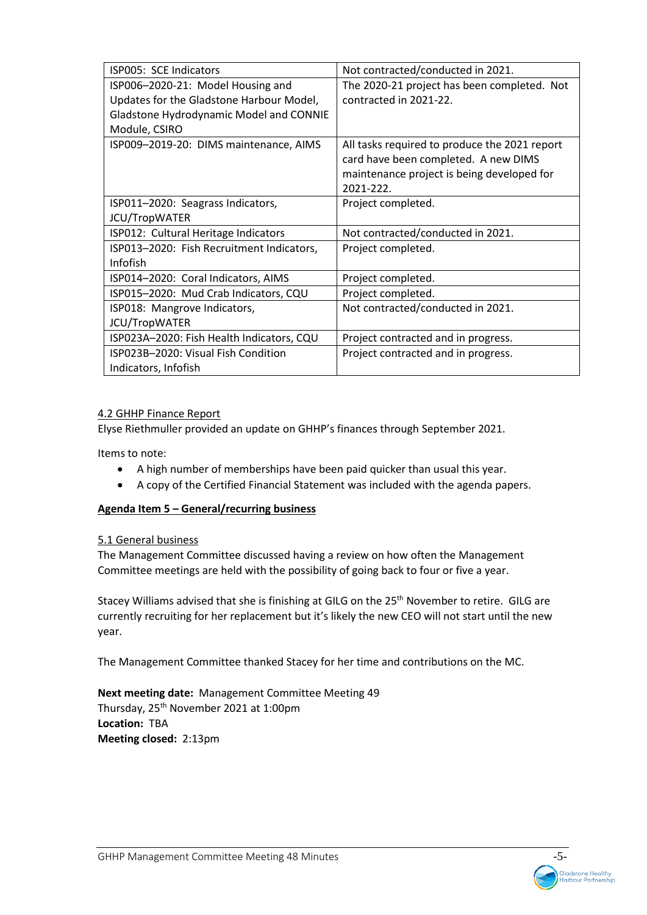| ISP005: SCE Indicators | Not contracted/conducted in 2021. |
|---|---|
| ISP006–2020-21: Model Housing and Updates for the Gladstone Harbour Model, Gladstone Hydrodynamic Model and CONNIE Module, CSIRO | The 2020-21 project has been completed. Not contracted in 2021-22. |
| ISP009–2019-20: DIMS maintenance, AIMS | All tasks required to produce the 2021 report card have been completed. A new DIMS maintenance project is being developed for 2021-222. |
| ISP011–2020: Seagrass Indicators, JCU/TropWATER | Project completed. |
| ISP012: Cultural Heritage Indicators | Not contracted/conducted in 2021. |
| ISP013–2020: Fish Recruitment Indicators, Infofish | Project completed. |
| ISP014–2020: Coral Indicators, AIMS | Project completed. |
| ISP015–2020: Mud Crab Indicators, CQU | Project completed. |
| ISP018: Mangrove Indicators, JCU/TropWATER | Not contracted/conducted in 2021. |
| ISP023A–2020: Fish Health Indicators, CQU | Project contracted and in progress. |
| ISP023B–2020: Visual Fish Condition Indicators, Infofish | Project contracted and in progress. |

4.2 GHHP Finance Report

Elyse Riethmuller provided an update on GHHP's finances through September 2021.

Items to note:

- A high number of memberships have been paid quicker than usual this year.
- A copy of the Certified Financial Statement was included with the agenda papers.

**Agenda Item 5 – General/recurring business**

5.1 General business

The Management Committee discussed having a review on how often the Management Committee meetings are held with the possibility of going back to four or five a year.

Stacey Williams advised that she is finishing at GILG on the 25th November to retire. GILG are currently recruiting for her replacement but it's likely the new CEO will not start until the new year.

The Management Committee thanked Stacey for her time and contributions on the MC.

**Next meeting date:** Management Committee Meeting 49
Thursday, 25th November 2021 at 1:00pm
**Location:** TBA
**Meeting closed:** 2:13pm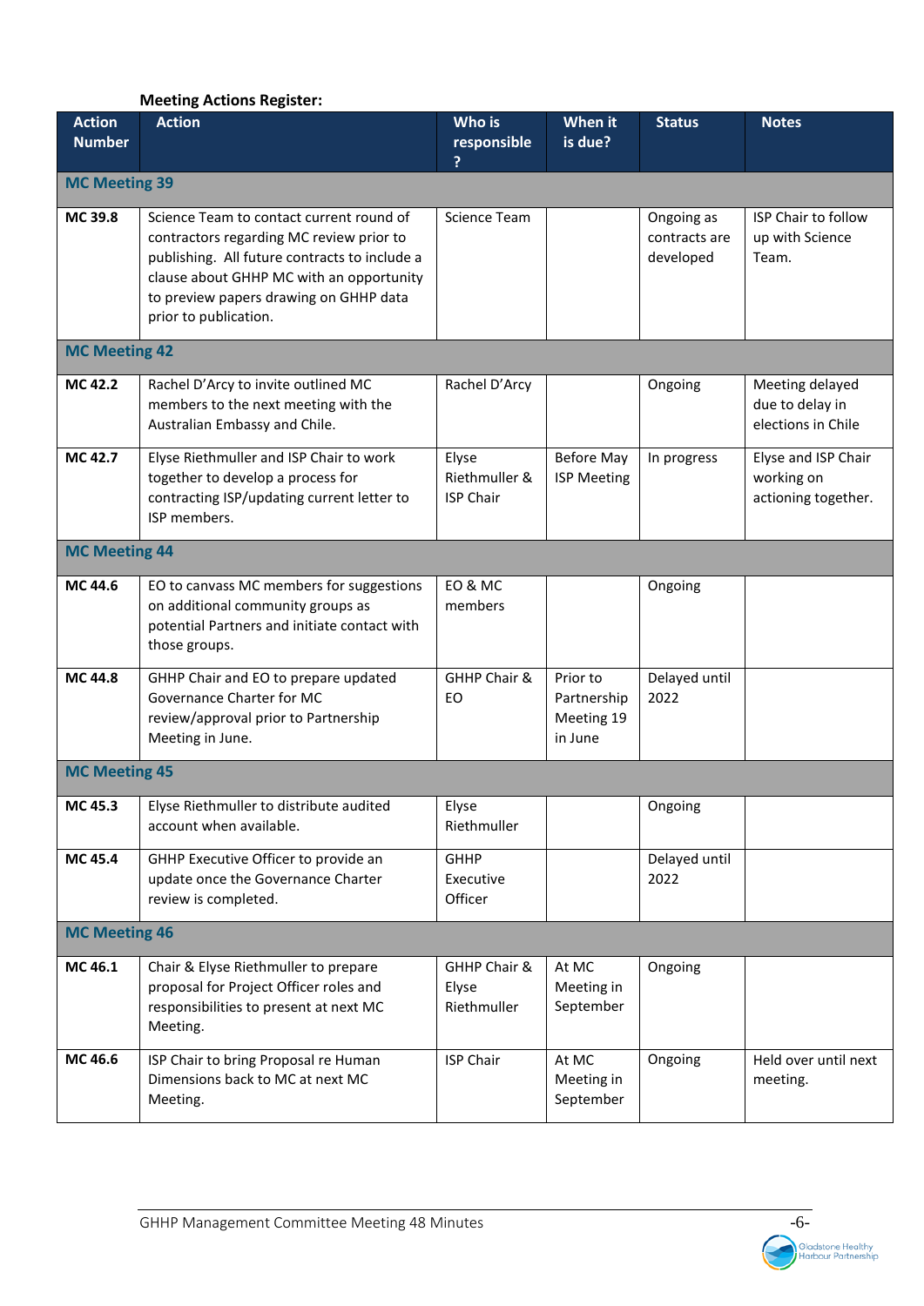**Meeting Actions Register:**

| Action Number | Action | Who is responsible? | When it is due? | Status | Notes |
|---|---|---|---|---|---|
| **MC Meeting 39** | | | | | |
| **MC 39.8** | Science Team to contact current round of contractors regarding MC review prior to publishing. All future contracts to include a clause about GHHP MC with an opportunity to preview papers drawing on GHHP data prior to publication. | Science Team | | Ongoing as contracts are developed | ISP Chair to follow up with Science Team. |
| **MC Meeting 42** | | | | | |
| **MC 42.2** | Rachel D'Arcy to invite outlined MC members to the next meeting with the Australian Embassy and Chile. | Rachel D'Arcy | | Ongoing | Meeting delayed due to delay in elections in Chile |
| **MC 42.7** | Elyse Riethmuller and ISP Chair to work together to develop a process for contracting ISP/updating current letter to ISP members. | Elyse Riethmuller & ISP Chair | Before May ISP Meeting | In progress | Elyse and ISP Chair working on actioning together. |
| **MC Meeting 44** | | | | | |
| **MC 44.6** | EO to canvass MC members for suggestions on additional community groups as potential Partners and initiate contact with those groups. | EO & MC members | | Ongoing | |
| **MC 44.8** | GHHP Chair and EO to prepare updated Governance Charter for MC review/approval prior to Partnership Meeting in June. | GHHP Chair & EO | Prior to Partnership Meeting 19 in June | Delayed until 2022 | |
| **MC Meeting 45** | | | | | |
| **MC 45.3** | Elyse Riethmuller to distribute audited account when available. | Elyse Riethmuller | | Ongoing | |
| **MC 45.4** | GHHP Executive Officer to provide an update once the Governance Charter review is completed. | GHHP Executive Officer | | Delayed until 2022 | |
| **MC Meeting 46** | | | | | |
| **MC 46.1** | Chair & Elyse Riethmuller to prepare proposal for Project Officer roles and responsibilities to present at next MC Meeting. | GHHP Chair & Elyse Riethmuller | At MC Meeting in September | Ongoing | |
| **MC 46.6** | ISP Chair to bring Proposal re Human Dimensions back to MC at next MC Meeting. | ISP Chair | At MC Meeting in September | Ongoing | Held over until next meeting. |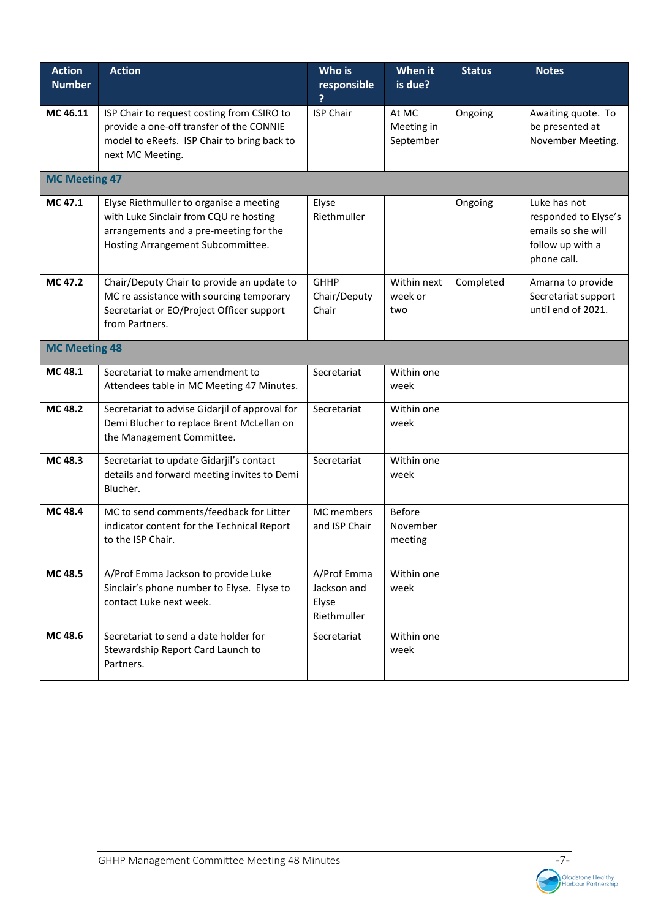| Action Number | Action | Who is responsible? | When it is due? | Status | Notes |
|---|---|---|---|---|---|
| **MC 46.11** | ISP Chair to request costing from CSIRO to provide a one-off transfer of the CONNIE model to eReefs. ISP Chair to bring back to next MC Meeting. | ISP Chair | At MC Meeting in September | Ongoing | Awaiting quote. To be presented at November Meeting. |
| **MC Meeting 47** | | | | | |
| **MC 47.1** | Elyse Riethmuller to organise a meeting with Luke Sinclair from CQU re hosting arrangements and a pre-meeting for the Hosting Arrangement Subcommittee. | Elyse Riethmuller | | Ongoing | Luke has not responded to Elyse's emails so she will follow up with a phone call. |
| **MC 47.2** | Chair/Deputy Chair to provide an update to MC re assistance with sourcing temporary Secretariat or EO/Project Officer support from Partners. | GHHP Chair/Deputy Chair | Within next week or two | Completed | Amarna to provide Secretariat support until end of 2021. |
| **MC Meeting 48** | | | | | |
| **MC 48.1** | Secretariat to make amendment to Attendees table in MC Meeting 47 Minutes. | Secretariat | Within one week | | |
| **MC 48.2** | Secretariat to advise Gidarjil of approval for Demi Blucher to replace Brent McLellan on the Management Committee. | Secretariat | Within one week | | |
| **MC 48.3** | Secretariat to update Gidarjil's contact details and forward meeting invites to Demi Blucher. | Secretariat | Within one week | | |
| **MC 48.4** | MC to send comments/feedback for Litter indicator content for the Technical Report to the ISP Chair. | MC members and ISP Chair | Before November meeting | | |
| **MC 48.5** | A/Prof Emma Jackson to provide Luke Sinclair's phone number to Elyse. Elyse to contact Luke next week. | A/Prof Emma Jackson and Elyse Riethmuller | Within one week | | |
| **MC 48.6** | Secretariat to send a date holder for Stewardship Report Card Launch to Partners. | Secretariat | Within one week | | |